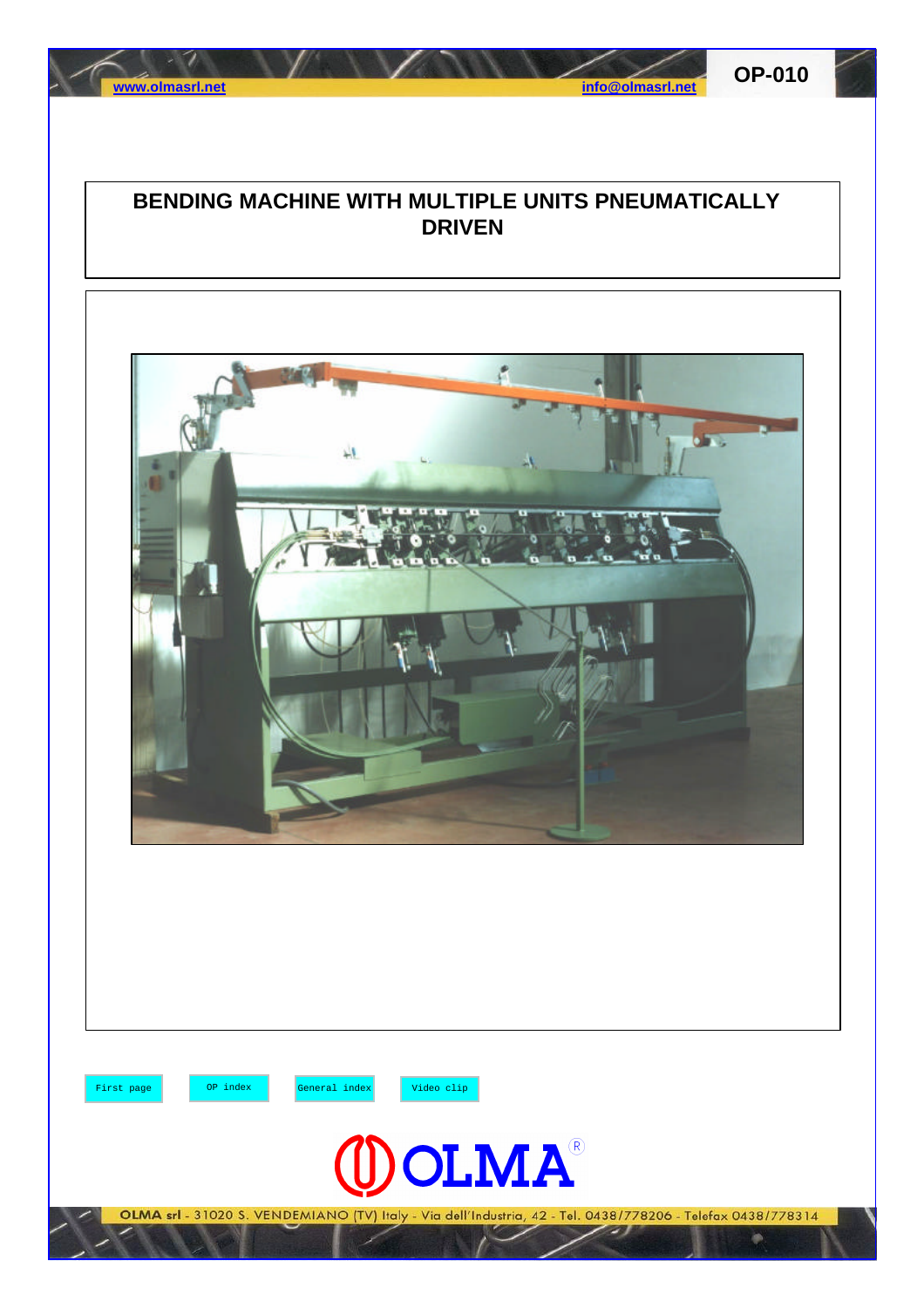# BENDING MACHINE WITH MULTIPLE UNITS PNEUMATICALLY DRIVEN

First page | OP index | General index | Video clip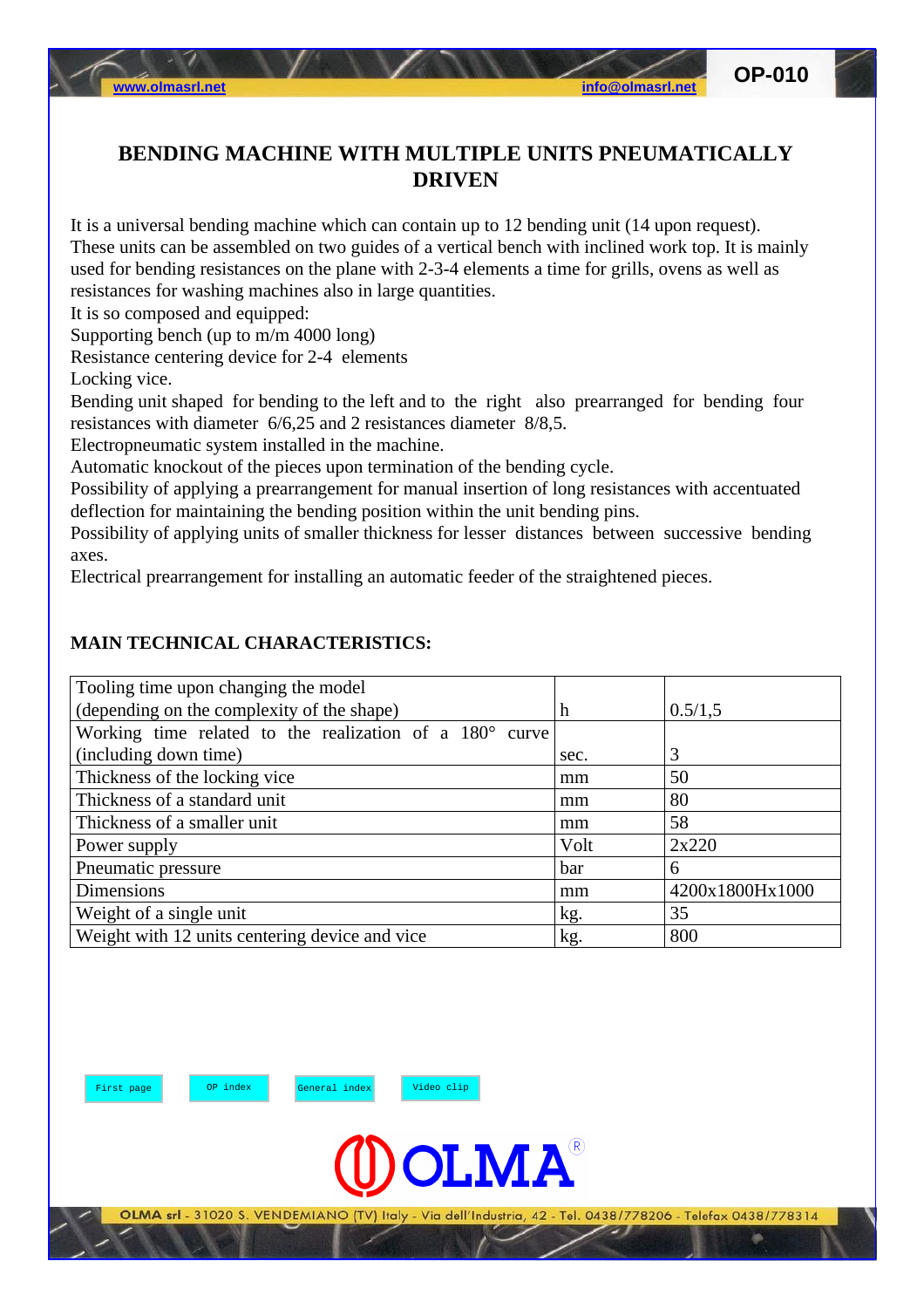# BENDING MACHINE WITH MULTIPLE UNITS PNEUMATICALLY DRIVEN

It is a universal bending machine which can contain up to 12 bending unit (14 upon request). These units can be assembled on two guides of a vertical bench with inclined work top. It is mainly used for bending resistances on the plane with 2-3-4 elements a time for grills, ovens as well as resistances for washing machines also in large quantities.

It is so composed and equipped:

Supporting bench (up to m/m 4000 long)

Resistance centering device for 2-4 elements

Locking vice.

Bending unit shaped for bending to the left and to the right also prearranged for bending four resistances with diameter 6/6,25 and 2 resistances diameter 8/8,5.

Electropneumatic system installed in the machine.

Automatic knockout of the pieces upon termination of the bending cycle.

Possibility of applying a prearrangement for manual insertion of long resistances with accentuated deflection for maintaining the bending position within the unit bending pins.

Possibility of applying units of smaller thickness for lesser distances between successive bending axes.

Electrical prearrangement for installing an automatic feeder of the straightened pieces.

## MAIN TECHNICAL CHARACTERISTICS:

| | | |
|---|---|---|
| Tooling time upon changing the model (depending on the complexity of the shape) | h | 0.5/1,5 |
| Working time related to the realization of a 180° curve (including down time) | sec. | 3 |
| Thickness of the locking vice | mm | 50 |
| Thickness of a standard unit | mm | 80 |
| Thickness of a smaller unit | mm | 58 |
| Power supply | Volt | 2x220 |
| Pneumatic pressure | bar | 6 |
| Dimensions | mm | 4200x1800Hx1000 |
| Weight of a single unit | kg. | 35 |
| Weight with 12 units centering device and vice | kg. | 800 |

First page | OP index | General index | Video clip

OLMA®

OLMA srl - 31020 S. VENDEMIANO (TV) Italy - Via dell'Industria, 42 - Tel. 0438/778206 - Telefax 0438/778314